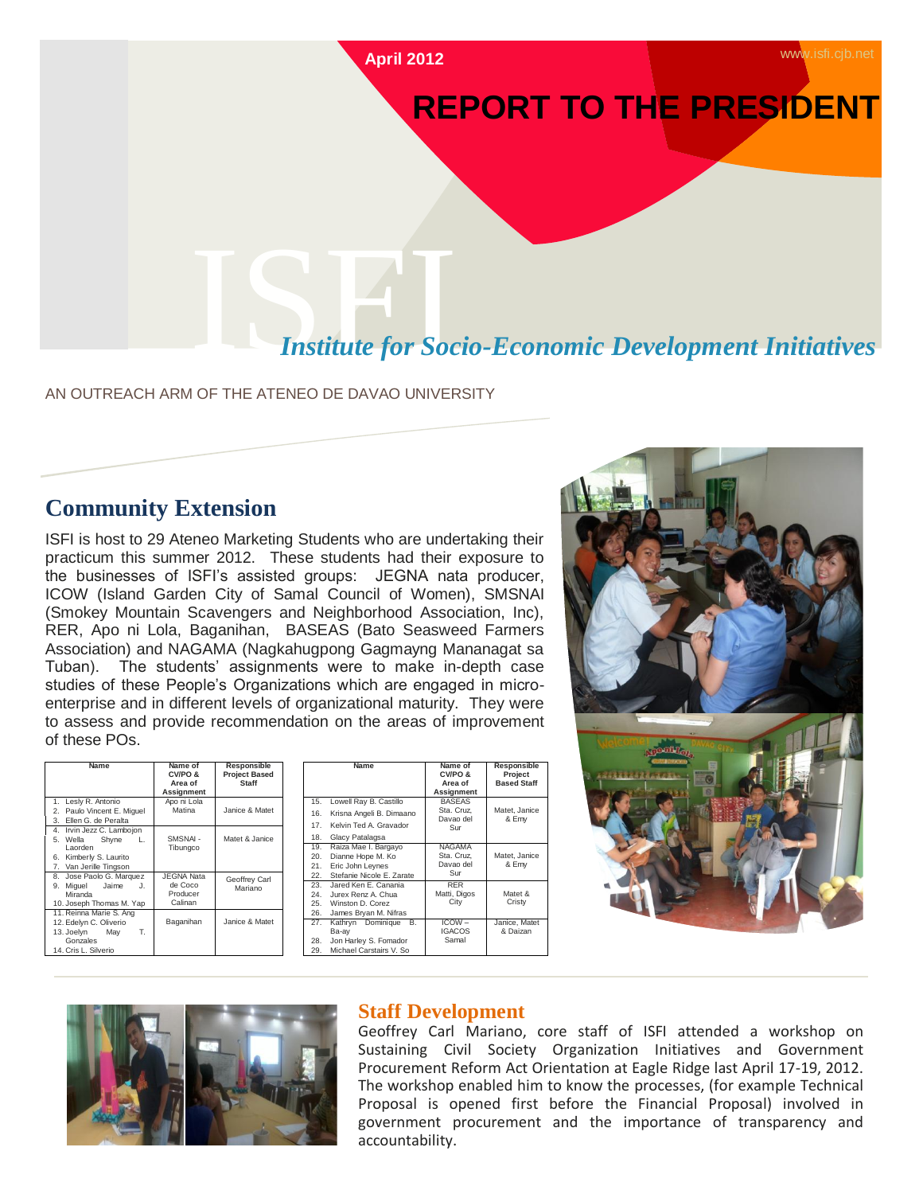April 2012

www.isfi.cjb.net

# REPORT TO THE PRESIDENT

ISFI

*Institute for Socio-Economic Development Initiatives*

AN OUTREACH ARM OF THE ATENEO DE DAVAO UNIVERSITY

## Community Extension

ISFI is host to 29 Ateneo Marketing Students who are undertaking their practicum this summer 2012. These students had their exposure to the businesses of ISFI's assisted groups: JEGNA nata producer, ICOW (Island Garden City of Samal Council of Women), SMSNAI (Smokey Mountain Scavengers and Neighborhood Association, Inc), RER, Apo ni Lola, Baganihan, BASEAS (Bato Seasweed Farmers Association) and NAGAMA (Nagkahugpong Gagmayng Mananagat sa Tuban). The students' assignments were to make in-depth case studies of these People's Organizations which are engaged in micro-enterprise and in different levels of organizational maturity. They were to assess and provide recommendation on the areas of improvement of these POs.

| Name | Name of CVIPO & Area of Assignment | Responsible Project Based Staff |
|---|---|---|
| 1. Lesly R. Antonio<br>2. Paulo Vincent E. Miguel<br>3. Ellen G. de Peralta | Apo ni Lola Matina | Janice & Matet |
| 4. Irvin Jezz C. Lambojon<br>5. Wella Shyne L. Laorden<br>6. Kimberly S. Laurito<br>7. Van Jerille Tingson | SMSNAI - Tibungco | Matet & Janice |
| 8. Jose Paolo G. Marquez<br>9. Miguel Jaime J. Miranda<br>10. Joseph Thomas M. Yap | JEGNA Nata de Coco Producer Calinan | Geoffrey Carl Mariano |
| 11. Reinna Marie S. Ang<br>12. Edelyn C. Oliverio<br>13. Joelyn May T. Gonzales<br>14. Cris L. Silverio | Baganihan | Janice & Matet |

| Name | Name of CVIPO & Area of Assignment | Responsible Project Based Staff |
|---|---|---|
| 15. Lowell Ray B. Castillo<br>16. Krisna Angeli B. Dimaano<br>17. Kelvin Ted A. Gravador<br>18. Glacy Patalagsa | BASEAS Sta. Cruz, Davao del Sur | Matet, Janice & Emy |
| 19. Raiza Mae I. Bargayo<br>20. Dianne Hope M. Ko<br>21. Eric John Leynes<br>22. Stefanie Nicole E. Zarate | NAGAMA Sta. Cruz, Davao del Sur | Matet, Janice & Emy |
| 23. Jared Ken E. Canania<br>24. Jurex Renz A. Chua<br>25. Winston D. Corez<br>26. James Bryan M. Nifras | RER Matti, Digos City | Matet & Cristy |
| 27. Kathryn Dominique B. Ba-ay<br>28. Jon Harley S. Fomador<br>29. Michael Carstairs V. So | ICOW – IGACOS Samal | Janice, Matet & Daizan |

## Staff Development

Geoffrey Carl Mariano, core staff of ISFI attended a workshop on Sustaining Civil Society Organization Initiatives and Government Procurement Reform Act Orientation at Eagle Ridge last April 17-19, 2012. The workshop enabled him to know the processes, (for example Technical Proposal is opened first before the Financial Proposal) involved in government procurement and the importance of transparency and accountability.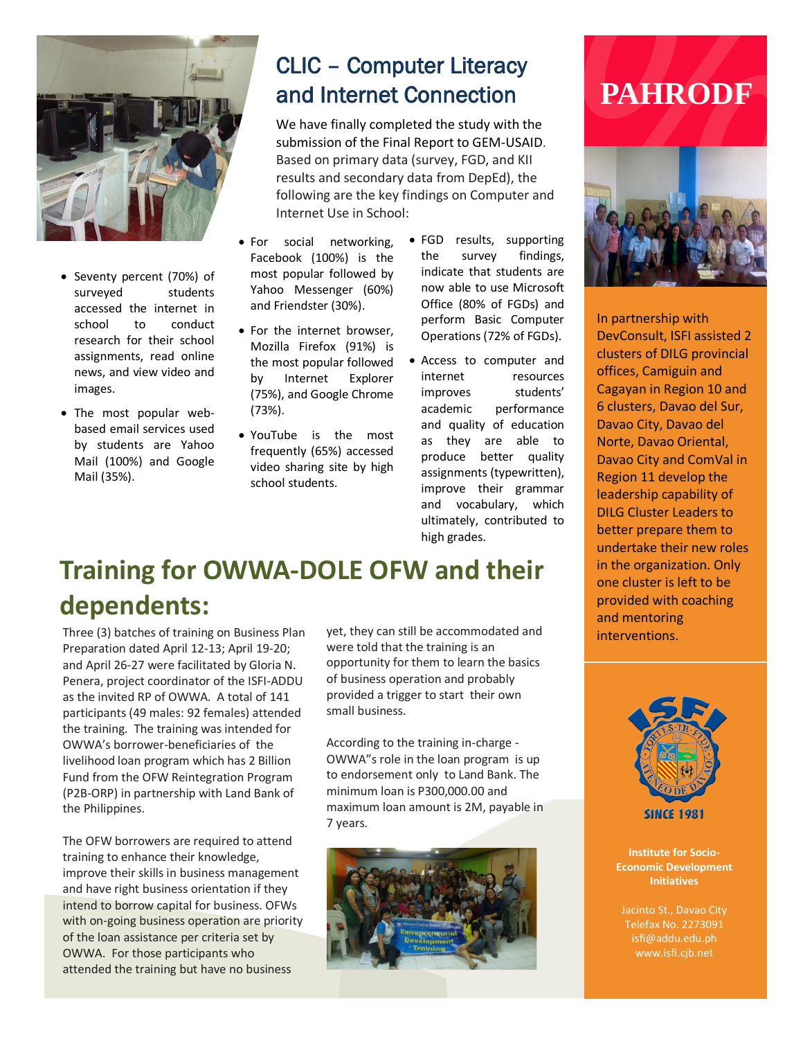## CLIC – Computer Literacy and Internet Connection

We have finally completed the study with the submission of the Final Report to GEM-USAID. Based on primary data (survey, FGD, and KII results and secondary data from DepEd), the following are the key findings on Computer and Internet Use in School:

- Seventy percent (70%) of surveyed students accessed the internet in school to conduct research for their school assignments, read online news, and view video and images.
- The most popular web-based email services used by students are Yahoo Mail (100%) and Google Mail (35%).
- For social networking, Facebook (100%) is the most popular followed by Yahoo Messenger (60%) and Friendster (30%).
- For the internet browser, Mozilla Firefox (91%) is the most popular followed by Internet Explorer (75%), and Google Chrome (73%).
- YouTube is the most frequently (65%) accessed video sharing site by high school students.
- FGD results, supporting the survey findings, indicate that students are now able to use Microsoft Office (80% of FGDs) and perform Basic Computer Operations (72% of FGDs).
- Access to computer and internet resources improves students' academic performance and quality of education as they are able to produce better quality assignments (typewritten), improve their grammar and vocabulary, which ultimately, contributed to high grades.

## Training for OWWA-DOLE OFW and their dependents:

Three (3) batches of training on Business Plan Preparation dated April 12-13; April 19-20; and April 26-27 were facilitated by Gloria N. Penera, project coordinator of the ISFI-ADDU as the invited RP of OWWA. A total of 141 participants (49 males: 92 females) attended the training. The training was intended for OWWA's borrower-beneficiaries of the livelihood loan program which has 2 Billion Fund from the OFW Reintegration Program (P2B-ORP) in partnership with Land Bank of the Philippines.

The OFW borrowers are required to attend training to enhance their knowledge, improve their skills in business management and have right business orientation if they intend to borrow capital for business. OFWs with on-going business operation are priority of the loan assistance per criteria set by OWWA. For those participants who attended the training but have no business yet, they can still be accommodated and were told that the training is an opportunity for them to learn the basics of business operation and probably provided a trigger to start their own small business.

According to the training in-charge - OWWA"s role in the loan program is up to endorsement only to Land Bank. The minimum loan is P300,000.00 and maximum loan amount is 2M, payable in 7 years.

## PAHRODF

In partnership with DevConsult, ISFI assisted 2 clusters of DILG provincial offices, Camiguin and Cagayan in Region 10 and 6 clusters, Davao del Sur, Davao City, Davao del Norte, Davao Oriental, Davao City and ComVal in Region 11 develop the leadership capability of DILG Cluster Leaders to better prepare them to undertake their new roles in the organization. Only one cluster is left to be provided with coaching and mentoring interventions.

SINCE 1981

**Institute for Socio-Economic Development Initiatives**

Jacinto St., Davao City
Telefax No. 2273091
isfi@addu.edu.ph
www.isfi.cjb.net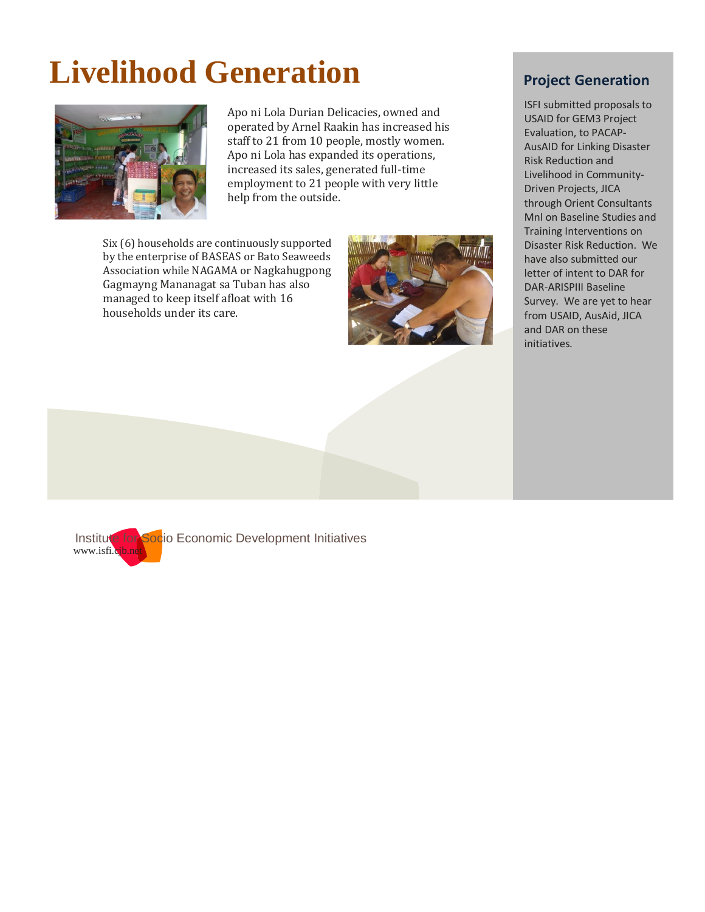# Livelihood Generation

Apo ni Lola Durian Delicacies, owned and operated by Arnel Raakin has increased his staff to 21 from 10 people, mostly women. Apo ni Lola has expanded its operations, increased its sales, generated full-time employment to 21 people with very little help from the outside.

Six (6) households are continuously supported by the enterprise of BASEAS or Bato Seaweeds Association while NAGAMA or Nagkahugpong Gagmayng Mananagat sa Tuban has also managed to keep itself afloat with 16 households under its care.

## Project Generation

ISFI submitted proposals to USAID for GEM3 Project Evaluation, to PACAP-AusAID for Linking Disaster Risk Reduction and Livelihood in Community-Driven Projects, JICA through Orient Consultants Mnl on Baseline Studies and Training Interventions on Disaster Risk Reduction. We have also submitted our letter of intent to DAR for DAR-ARISPIII Baseline Survey. We are yet to hear from USAID, AusAid, JICA and DAR on these initiatives.

Institute for Socio Economic Development Initiatives
www.isfi.cjb.net